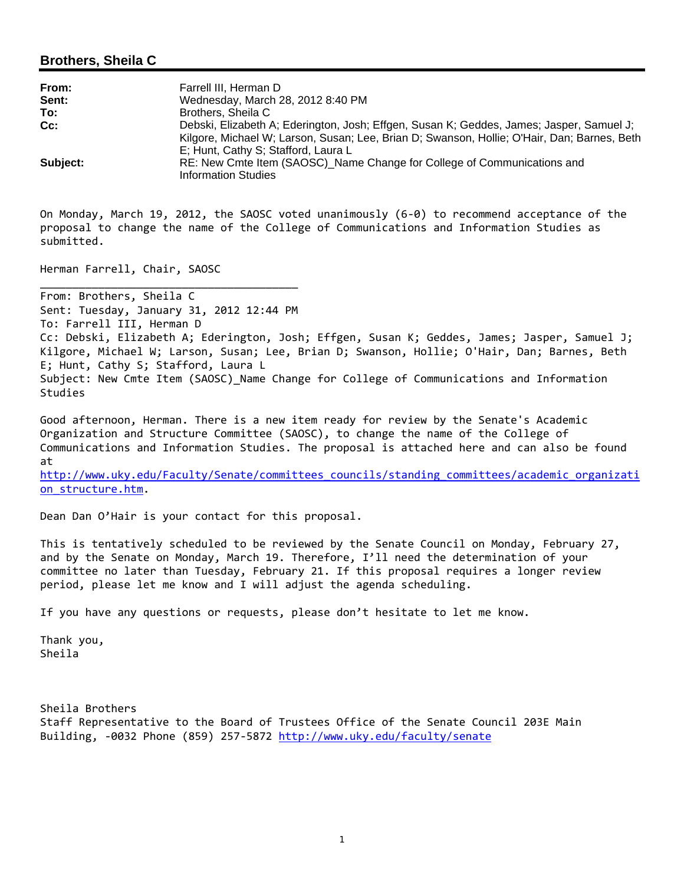## Brothers, Sheila C

| | |
|---|---|
| **From:** | Farrell III, Herman D |
| **Sent:** | Wednesday, March 28, 2012 8:40 PM |
| **To:** | Brothers, Sheila C |
| **Cc:** | Debski, Elizabeth A; Ederington, Josh; Effgen, Susan K; Geddes, James; Jasper, Samuel J; Kilgore, Michael W; Larson, Susan; Lee, Brian D; Swanson, Hollie; O'Hair, Dan; Barnes, Beth E; Hunt, Cathy S; Stafford, Laura L |
| **Subject:** | RE: New Cmte Item (SAOSC)_Name Change for College of Communications and Information Studies |

On Monday, March 19, 2012, the SAOSC voted unanimously (6-0) to recommend acceptance of the proposal to change the name of the College of Communications and Information Studies as submitted.

Herman Farrell, Chair, SAOSC

---

From: Brothers, Sheila C
Sent: Tuesday, January 31, 2012 12:44 PM
To: Farrell III, Herman D
Cc: Debski, Elizabeth A; Ederington, Josh; Effgen, Susan K; Geddes, James; Jasper, Samuel J; Kilgore, Michael W; Larson, Susan; Lee, Brian D; Swanson, Hollie; O'Hair, Dan; Barnes, Beth E; Hunt, Cathy S; Stafford, Laura L
Subject: New Cmte Item (SAOSC)_Name Change for College of Communications and Information Studies

Good afternoon, Herman. There is a new item ready for review by the Senate's Academic Organization and Structure Committee (SAOSC), to change the name of the College of Communications and Information Studies. The proposal is attached here and can also be found at
http://www.uky.edu/Faculty/Senate/committees_councils/standing_committees/academic_organization_structure.htm.

Dean Dan O'Hair is your contact for this proposal.

This is tentatively scheduled to be reviewed by the Senate Council on Monday, February 27, and by the Senate on Monday, March 19. Therefore, I'll need the determination of your committee no later than Tuesday, February 21. If this proposal requires a longer review period, please let me know and I will adjust the agenda scheduling.

If you have any questions or requests, please don't hesitate to let me know.

Thank you,
Sheila

Sheila Brothers
Staff Representative to the Board of Trustees Office of the Senate Council 203E Main Building, -0032 Phone (859) 257-5872 http://www.uky.edu/faculty/senate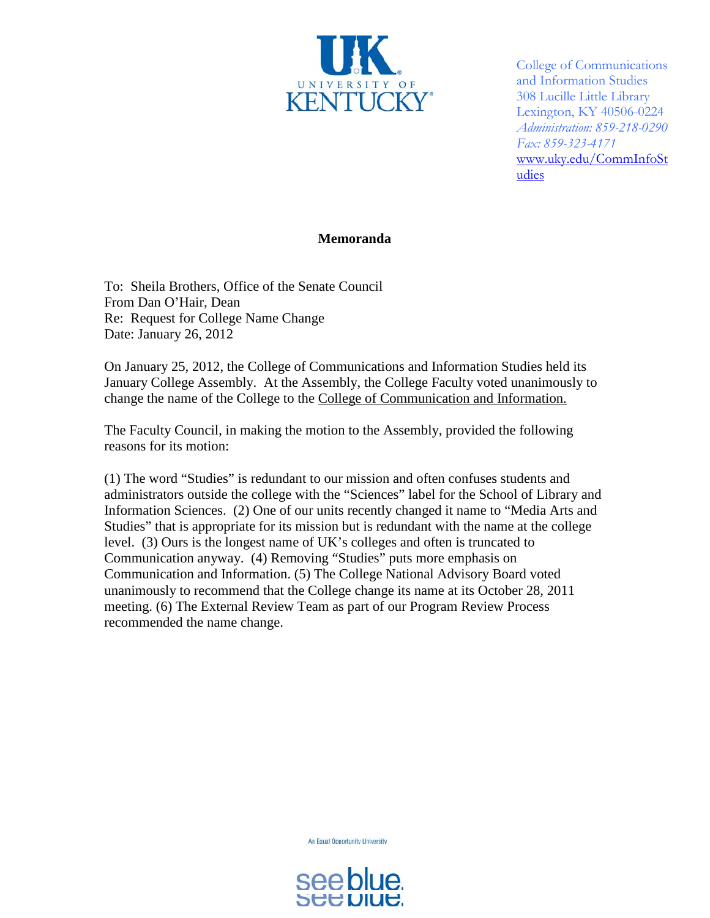UNIVERSITY OF KENTUCKY

College of Communications and Information Studies
308 Lucille Little Library
Lexington, KY 40506-0224
*Administration: 859-218-0290*
*Fax: 859-323-4171*
www.uky.edu/CommInfoStudies

**Memoranda**

To: Sheila Brothers, Office of the Senate Council
From Dan O'Hair, Dean
Re: Request for College Name Change
Date: January 26, 2012

On January 25, 2012, the College of Communications and Information Studies held its January College Assembly. At the Assembly, the College Faculty voted unanimously to change the name of the College to the College of Communication and Information.

The Faculty Council, in making the motion to the Assembly, provided the following reasons for its motion:

(1) The word "Studies" is redundant to our mission and often confuses students and administrators outside the college with the "Sciences" label for the School of Library and Information Sciences. (2) One of our units recently changed it name to "Media Arts and Studies" that is appropriate for its mission but is redundant with the name at the college level. (3) Ours is the longest name of UK's colleges and often is truncated to Communication anyway. (4) Removing "Studies" puts more emphasis on Communication and Information. (5) The College National Advisory Board voted unanimously to recommend that the College change its name at its October 28, 2011 meeting. (6) The External Review Team as part of our Program Review Process recommended the name change.

An Equal Opportunity University

see blue.